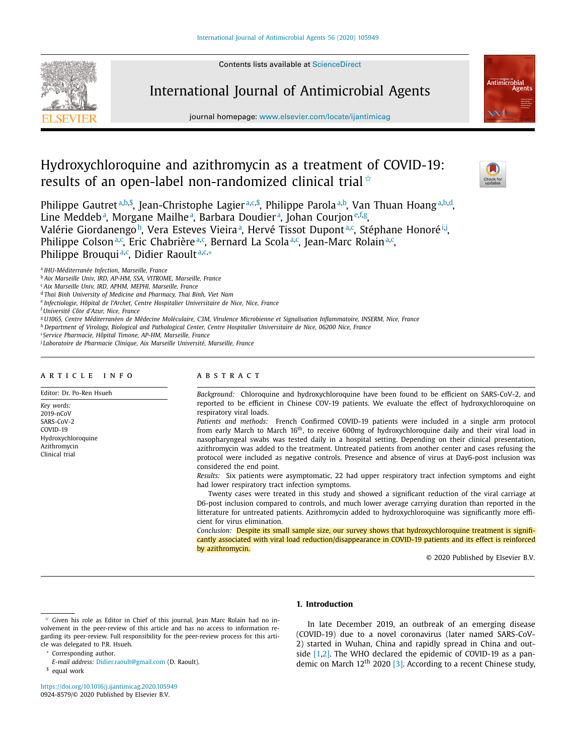# Hydroxychloroquine and azithromycin as a treatment of COVID-19: results of an open-label non-randomized clinical trial ☆

Philippe Gautret[a,b,$], Jean-Christophe Lagier[a,c,$], Philippe Parola[a,b], Van Thuan Hoang[a,b,d], Line Meddeb[a], Morgane Mailhe[a], Barbara Doudier[a], Johan Courjon[e,f,g], Valérie Giordanengo[h], Vera Esteves Vieira[a], Hervé Tissot Dupont[a,c], Stéphane Honoré[i,j], Philippe Colson[a,c], Eric Chabrière[a,c], Bernard La Scola[a,c], Jean-Marc Rolain[a,c], Philippe Brouqui[a,c], Didier Raoult[a,c,*]

[a] IHU-Méditerranée Infection, Marseille, France
[b] Aix Marseille Univ, IRD, AP-HM, SSA, VITROME, Marseille, France
[c] Aix Marseille Univ, IRD, APHM, MEPHI, Marseille, France
[d] Thai Binh University of Medicine and Pharmacy, Thai Binh, Viet Nam
[e] Infectiologie, Hôpital de l'Archet, Centre Hospitalier Universitaire de Nice, Nice, France
[f] Université Côte d'Azur, Nice, France
[g] U1065, Centre Méditerranéen de Médecine Moléculaire, C3M, Virulence Microbienne et Signalisation Inflammatoire, INSERM, Nice, France
[h] Department of Virology, Biological and Pathological Center, Centre Hospitalier Universitaire de Nice, 06200 Nice, France
[i] Service Pharmacie, Hôpital Timone, AP-HM, Marseille, France
[j] Laboratoire de Pharmacie Clinique, Aix Marseille Université, Marseille, France

## ARTICLE INFO

Editor: Dr. Po-Ren Hsueh

*Key words:*
2019-nCoV
SARS-CoV-2
COVID-19
Hydroxychloroquine
Azithromycin
Clinical trial

## ABSTRACT

*Background:* Chloroquine and hydroxychloroquine have been found to be efficient on SARS-CoV-2, and reported to be efficient in Chinese COV-19 patients. We evaluate the effect of hydroxychloroquine on respiratory viral loads.

*Patients and methods:* French Confirmed COVID-19 patients were included in a single arm protocol from early March to March 16th, to receive 600mg of hydroxychloroquine daily and their viral load in nasopharyngeal swabs was tested daily in a hospital setting. Depending on their clinical presentation, azithromycin was added to the treatment. Untreated patients from another center and cases refusing the protocol were included as negative controls. Presence and absence of virus at Day6-post inclusion was considered the end point.

*Results:* Six patients were asymptomatic, 22 had upper respiratory tract infection symptoms and eight had lower respiratory tract infection symptoms.

Twenty cases were treated in this study and showed a significant reduction of the viral carriage at D6-post inclusion compared to controls, and much lower average carrying duration than reported in the litterature for untreated patients. Azithromycin added to hydroxychloroquine was significantly more efficient for virus elimination.

*Conclusion:* Despite its small sample size, our survey shows that hydroxychloroquine treatment is significantly associated with viral load reduction/disappearance in COVID-19 patients and its effect is reinforced by azithromycin.

© 2020 Published by Elsevier B.V.

## 1. Introduction

In late December 2019, an outbreak of an emerging disease (COVID-19) due to a novel coronavirus (later named SARS-CoV-2) started in Wuhan, China and rapidly spread in China and outside [1,2]. The WHO declared the epidemic of COVID-19 as a pandemic on March 12th 2020 [3]. According to a recent Chinese study,

☆ Given his role as Editor in Chief of this journal, Jean Marc Rolain had no involvement in the peer-review of this article and has no access to information regarding its peer-review. Full responsibility for the peer-review process for this article was delegated to P.R. Hsueh.

\* Corresponding author.
*E-mail address:* Didier.raoult@gmail.com (D. Raoult).

$ equal work

https://doi.org/10.1016/j.ijantimicag.2020.105949
0924-8579/© 2020 Published by Elsevier B.V.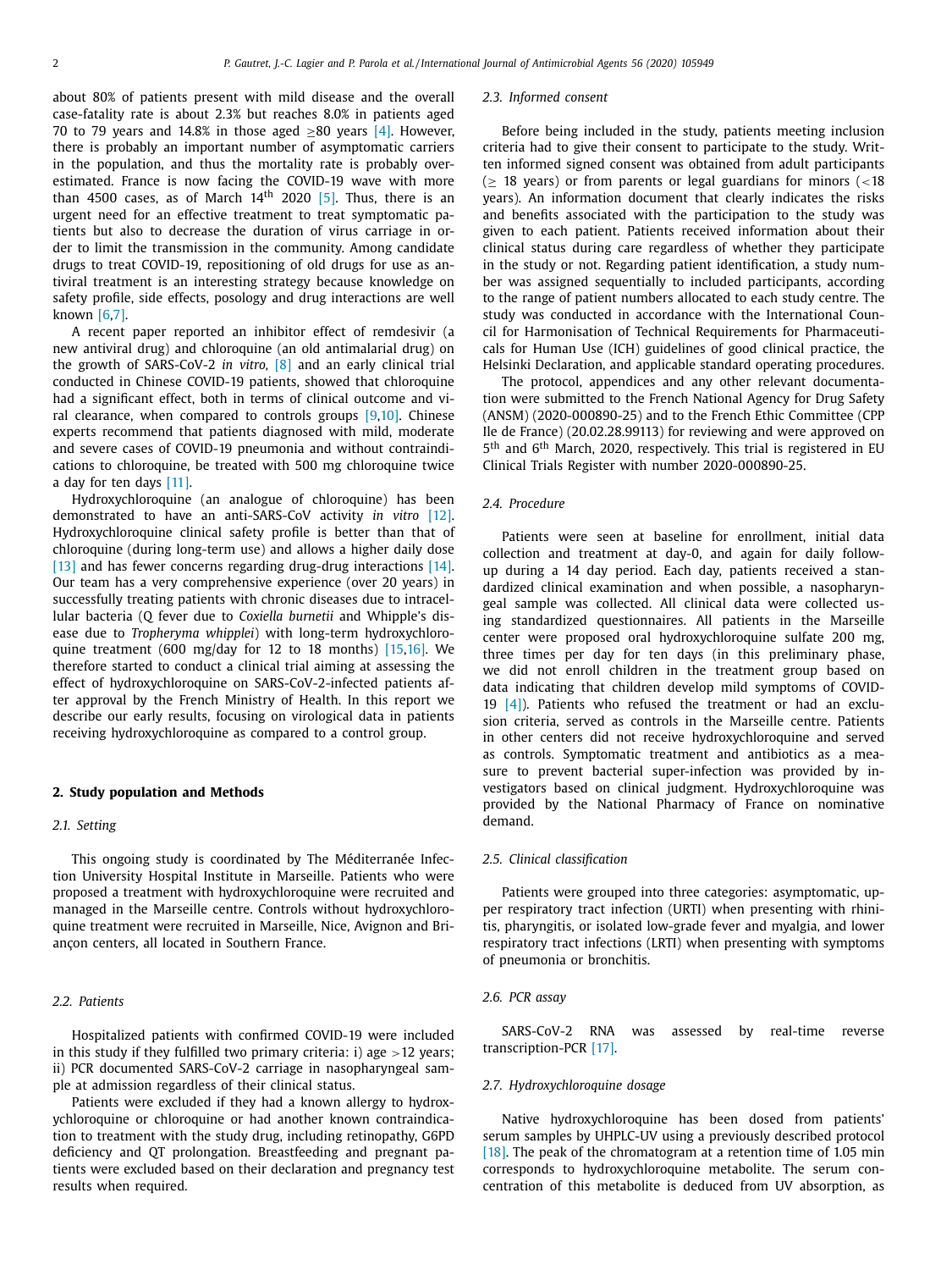about 80% of patients present with mild disease and the overall case-fatality rate is about 2.3% but reaches 8.0% in patients aged 70 to 79 years and 14.8% in those aged ≥80 years [4]. However, there is probably an important number of asymptomatic carriers in the population, and thus the mortality rate is probably overestimated. France is now facing the COVID-19 wave with more than 4500 cases, as of March 14th 2020 [5]. Thus, there is an urgent need for an effective treatment to treat symptomatic patients but also to decrease the duration of virus carriage in order to limit the transmission in the community. Among candidate drugs to treat COVID-19, repositioning of old drugs for use as antiviral treatment is an interesting strategy because knowledge on safety profile, side effects, posology and drug interactions are well known [6,7].

A recent paper reported an inhibitor effect of remdesivir (a new antiviral drug) and chloroquine (an old antimalarial drug) on the growth of SARS-CoV-2 *in vitro,* [8] and an early clinical trial conducted in Chinese COVID-19 patients, showed that chloroquine had a significant effect, both in terms of clinical outcome and viral clearance, when compared to controls groups [9,10]. Chinese experts recommend that patients diagnosed with mild, moderate and severe cases of COVID-19 pneumonia and without contraindications to chloroquine, be treated with 500 mg chloroquine twice a day for ten days [11].

Hydroxychloroquine (an analogue of chloroquine) has been demonstrated to have an anti-SARS-CoV activity *in vitro* [12]. Hydroxychloroquine clinical safety profile is better than that of chloroquine (during long-term use) and allows a higher daily dose [13] and has fewer concerns regarding drug-drug interactions [14]. Our team has a very comprehensive experience (over 20 years) in successfully treating patients with chronic diseases due to intracellular bacteria (Q fever due to *Coxiella burnetii* and Whipple's disease due to *Tropheryma whipplei*) with long-term hydroxychloroquine treatment (600 mg/day for 12 to 18 months) [15,16]. We therefore started to conduct a clinical trial aiming at assessing the effect of hydroxychloroquine on SARS-CoV-2-infected patients after approval by the French Ministry of Health. In this report we describe our early results, focusing on virological data in patients receiving hydroxychloroquine as compared to a control group.

## 2. Study population and Methods

### 2.1. Setting

This ongoing study is coordinated by The Méditerranée Infection University Hospital Institute in Marseille. Patients who were proposed a treatment with hydroxychloroquine were recruited and managed in the Marseille centre. Controls without hydroxychloroquine treatment were recruited in Marseille, Nice, Avignon and Briançon centers, all located in Southern France.

### 2.2. Patients

Hospitalized patients with confirmed COVID-19 were included in this study if they fulfilled two primary criteria: i) age >12 years; ii) PCR documented SARS-CoV-2 carriage in nasopharyngeal sample at admission regardless of their clinical status.

Patients were excluded if they had a known allergy to hydroxychloroquine or chloroquine or had another known contraindication to treatment with the study drug, including retinopathy, G6PD deficiency and QT prolongation. Breastfeeding and pregnant patients were excluded based on their declaration and pregnancy test results when required.

### 2.3. Informed consent

Before being included in the study, patients meeting inclusion criteria had to give their consent to participate to the study. Written informed signed consent was obtained from adult participants (≥ 18 years) or from parents or legal guardians for minors (<18 years). An information document that clearly indicates the risks and benefits associated with the participation to the study was given to each patient. Patients received information about their clinical status during care regardless of whether they participate in the study or not. Regarding patient identification, a study number was assigned sequentially to included participants, according to the range of patient numbers allocated to each study centre. The study was conducted in accordance with the International Council for Harmonisation of Technical Requirements for Pharmaceuticals for Human Use (ICH) guidelines of good clinical practice, the Helsinki Declaration, and applicable standard operating procedures.

The protocol, appendices and any other relevant documentation were submitted to the French National Agency for Drug Safety (ANSM) (2020-000890-25) and to the French Ethic Committee (CPP Ile de France) (20.02.28.99113) for reviewing and were approved on 5th and 6th March, 2020, respectively. This trial is registered in EU Clinical Trials Register with number 2020-000890-25.

### 2.4. Procedure

Patients were seen at baseline for enrollment, initial data collection and treatment at day-0, and again for daily follow-up during a 14 day period. Each day, patients received a standardized clinical examination and when possible, a nasopharyngeal sample was collected. All clinical data were collected using standardized questionnaires. All patients in the Marseille center were proposed oral hydroxychloroquine sulfate 200 mg, three times per day for ten days (in this preliminary phase, we did not enroll children in the treatment group based on data indicating that children develop mild symptoms of COVID-19 [4]). Patients who refused the treatment or had an exclusion criteria, served as controls in the Marseille centre. Patients in other centers did not receive hydroxychloroquine and served as controls. Symptomatic treatment and antibiotics as a measure to prevent bacterial super-infection was provided by investigators based on clinical judgment. Hydroxychloroquine was provided by the National Pharmacy of France on nominative demand.

### 2.5. Clinical classification

Patients were grouped into three categories: asymptomatic, upper respiratory tract infection (URTI) when presenting with rhinitis, pharyngitis, or isolated low-grade fever and myalgia, and lower respiratory tract infections (LRTI) when presenting with symptoms of pneumonia or bronchitis.

### 2.6. PCR assay

SARS-CoV-2 RNA was assessed by real-time reverse transcription-PCR [17].

### 2.7. Hydroxychloroquine dosage

Native hydroxychloroquine has been dosed from patients' serum samples by UHPLC-UV using a previously described protocol [18]. The peak of the chromatogram at a retention time of 1.05 min corresponds to hydroxychloroquine metabolite. The serum concentration of this metabolite is deduced from UV absorption, as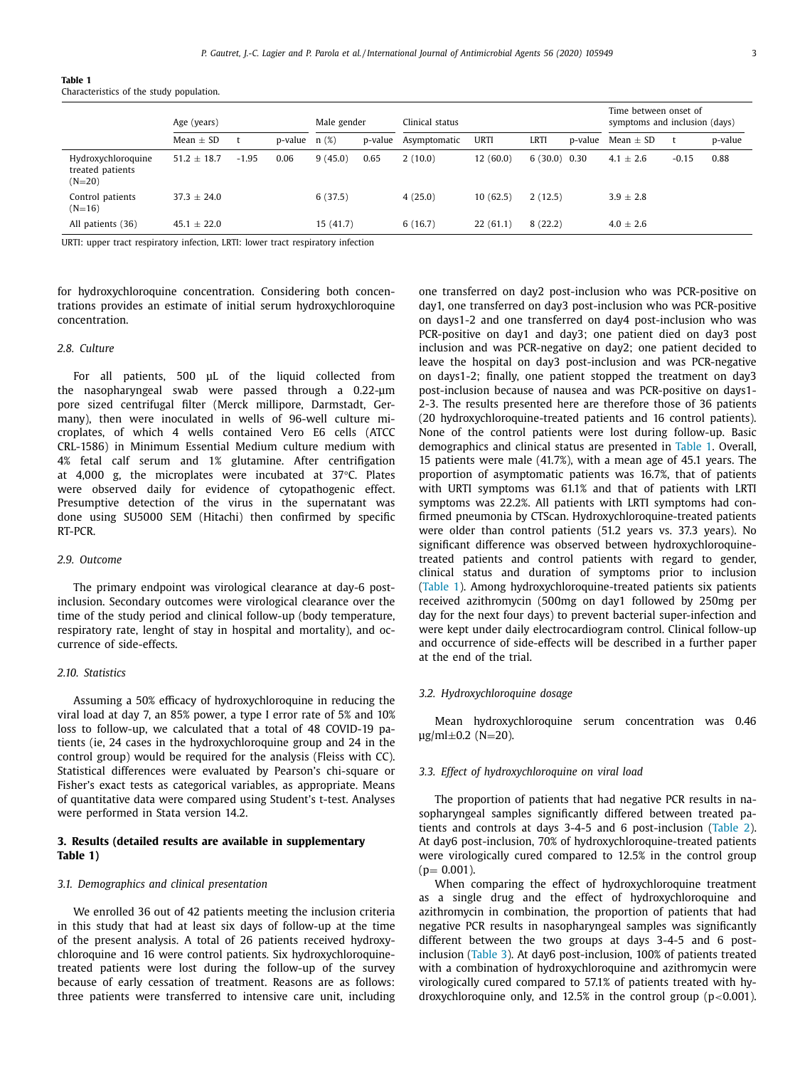**Table 1**
Characteristics of the study population.

| | Age (years) | | | Male gender | | Clinical status | | | | Time between onset of symptoms and inclusion (days) | | |
|---|---|---|---|---|---|---|---|---|---|---|---|---|
| | Mean ± SD | t | p-value | n (%) | p-value | Asymptomatic | URTI | LRTI | p-value | Mean ± SD | t | p-value |
| Hydroxychloroquine treated patients (N=20) | 51.2 ± 18.7 | -1.95 | 0.06 | 9 (45.0) | 0.65 | 2 (10.0) | 12 (60.0) | 6 (30.0) | 0.30 | 4.1 ± 2.6 | -0.15 | 0.88 |
| Control patients (N=16) | 37.3 ± 24.0 | | | 6 (37.5) | | 4 (25.0) | 10 (62.5) | 2 (12.5) | | 3.9 ± 2.8 | | |
| All patients (36) | 45.1 ± 22.0 | | | 15 (41.7) | | 6 (16.7) | 22 (61.1) | 8 (22.2) | | 4.0 ± 2.6 | | |

URTI: upper tract respiratory infection, LRTI: lower tract respiratory infection

for hydroxychloroquine concentration. Considering both concentrations provides an estimate of initial serum hydroxychloroquine concentration.

### 2.8. Culture

For all patients, 500 µL of the liquid collected from the nasopharyngeal swab were passed through a 0.22-µm pore sized centrifugal filter (Merck millipore, Darmstadt, Germany), then were inoculated in wells of 96-well culture microplates, of which 4 wells contained Vero E6 cells (ATCC CRL-1586) in Minimum Essential Medium culture medium with 4% fetal calf serum and 1% glutamine. After centrifugation at 4,000 g, the microplates were incubated at 37°C. Plates were observed daily for evidence of cytopathogenic effect. Presumptive detection of the virus in the supernatant was done using SU5000 SEM (Hitachi) then confirmed by specific RT-PCR.

### 2.9. Outcome

The primary endpoint was virological clearance at day-6 post-inclusion. Secondary outcomes were virological clearance over the time of the study period and clinical follow-up (body temperature, respiratory rate, lenght of stay in hospital and mortality), and occurrence of side-effects.

### 2.10. Statistics

Assuming a 50% efficacy of hydroxychloroquine in reducing the viral load at day 7, an 85% power, a type I error rate of 5% and 10% loss to follow-up, we calculated that a total of 48 COVID-19 patients (ie, 24 cases in the hydroxychloroquine group and 24 in the control group) would be required for the analysis (Fleiss with CC). Statistical differences were evaluated by Pearson's chi-square or Fisher's exact tests as categorical variables, as appropriate. Means of quantitative data were compared using Student's t-test. Analyses were performed in Stata version 14.2.

## 3. Results (detailed results are available in supplementary Table 1)

### 3.1. Demographics and clinical presentation

We enrolled 36 out of 42 patients meeting the inclusion criteria in this study that had at least six days of follow-up at the time of the present analysis. A total of 26 patients received hydroxychloroquine and 16 were control patients. Six hydroxychloroquine-treated patients were lost during the follow-up of the survey because of early cessation of treatment. Reasons are as follows: three patients were transferred to intensive care unit, including one transferred on day2 post-inclusion who was PCR-positive on day1, one transferred on day3 post-inclusion who was PCR-positive on days1-2 and one transferred on day4 post-inclusion who was PCR-positive on day1 and day3; one patient died on day3 post inclusion and was PCR-negative on day2; one patient decided to leave the hospital on day3 post-inclusion and was PCR-negative on days1-2; finally, one patient stopped the treatment on day3 post-inclusion because of nausea and was PCR-positive on days1-2-3. The results presented here are therefore those of 36 patients (20 hydroxychloroquine-treated patients and 16 control patients). None of the control patients were lost during follow-up. Basic demographics and clinical status are presented in Table 1. Overall, 15 patients were male (41.7%), with a mean age of 45.1 years. The proportion of asymptomatic patients was 16.7%, that of patients with URTI symptoms was 61.1% and that of patients with LRTI symptoms was 22.2%. All patients with LRTI symptoms had confirmed pneumonia by CTScan. Hydroxychloroquine-treated patients were older than control patients (51.2 years vs. 37.3 years). No significant difference was observed between hydroxychloroquine-treated patients and control patients with regard to gender, clinical status and duration of symptoms prior to inclusion (Table 1). Among hydroxychloroquine-treated patients six patients received azithromycin (500mg on day1 followed by 250mg per day for the next four days) to prevent bacterial super-infection and were kept under daily electrocardiogram control. Clinical follow-up and occurrence of side-effects will be described in a further paper at the end of the trial.

### 3.2. Hydroxychloroquine dosage

Mean hydroxychloroquine serum concentration was 0.46 µg/ml±0.2 (N=20).

### 3.3. Effect of hydroxychloroquine on viral load

The proportion of patients that had negative PCR results in nasopharyngeal samples significantly differed between treated patients and controls at days 3-4-5 and 6 post-inclusion (Table 2). At day6 post-inclusion, 70% of hydroxychloroquine-treated patients were virologicaly cured compared to 12.5% in the control group ($p= 0.001$).

When comparing the effect of hydroxychloroquine treatment as a single drug and the effect of hydroxychloroquine and azithromycin in combination, the proportion of patients that had negative PCR results in nasopharyngeal samples was significantly different between the two groups at days 3-4-5 and 6 post-inclusion (Table 3). At day6 post-inclusion, 100% of patients treated with a combination of hydroxychloroquine and azithromycin were virologicaly cured compared to 57.1% of patients treated with hydroxychloroquine only, and 12.5% in the control group ($p<0.001$).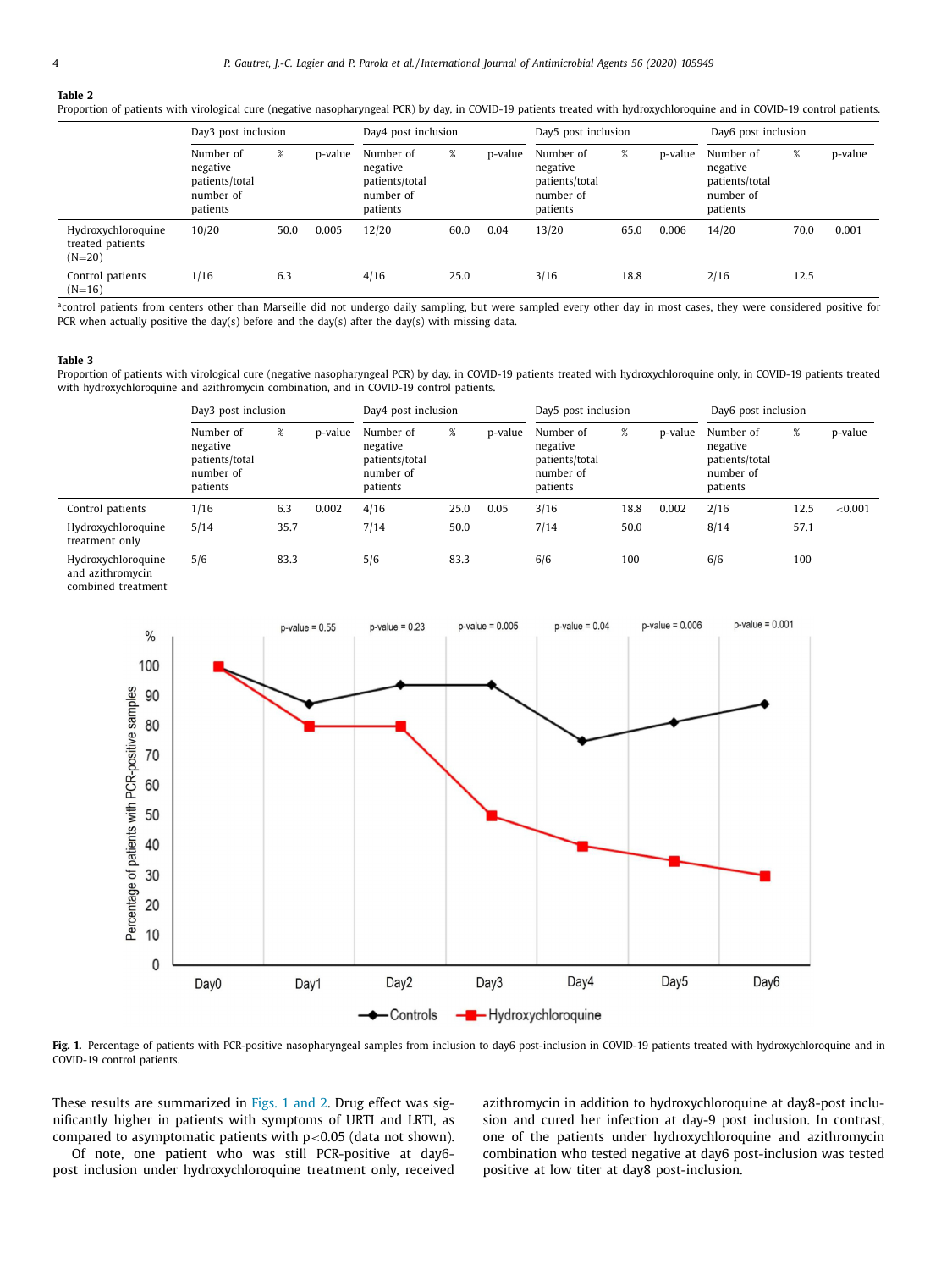**Table 2**
Proportion of patients with virological cure (negative nasopharyngeal PCR) by day, in COVID-19 patients treated with hydroxychloroquine and in COVID-19 control patients.

| | Day3 post inclusion | | | Day4 post inclusion | | | Day5 post inclusion | | | Day6 post inclusion | | |
|---|---|---|---|---|---|---|---|---|---|---|---|---|
| | Number of negative patients/total number of patients | % | p-value | Number of negative patients/total number of patients | % | p-value | Number of negative patients/total number of patients | % | p-value | Number of negative patients/total number of patients | % | p-value |
| Hydroxychloroquine treated patients (N=20) | 10/20 | 50.0 | 0.005 | 12/20 | 60.0 | 0.04 | 13/20 | 65.0 | 0.006 | 14/20 | 70.0 | 0.001 |
| Control patients (N=16) | 1/16 | 6.3 | | 4/16 | 25.0 | | 3/16 | 18.8 | | 2/16 | 12.5 | |

[a]control patients from centers other than Marseille did not undergo daily sampling, but were sampled every other day in most cases, they were considered positive for PCR when actually positive the day(s) before and the day(s) after the day(s) with missing data.

**Table 3**
Proportion of patients with virological cure (negative nasopharyngeal PCR) by day, in COVID-19 patients treated with hydroxychloroquine only, in COVID-19 patients treated with hydroxychloroquine and azithromycin combination, and in COVID-19 control patients.

| | Day3 post inclusion | | | Day4 post inclusion | | | Day5 post inclusion | | | Day6 post inclusion | | |
|---|---|---|---|---|---|---|---|---|---|---|---|---|
| | Number of negative patients/total number of patients | % | p-value | Number of negative patients/total number of patients | % | p-value | Number of negative patients/total number of patients | % | p-value | Number of negative patients/total number of patients | % | p-value |
| Control patients | 1/16 | 6.3 | 0.002 | 4/16 | 25.0 | 0.05 | 3/16 | 18.8 | 0.002 | 2/16 | 12.5 | <0.001 |
| Hydroxychloroquine treatment only | 5/14 | 35.7 | | 7/14 | 50.0 | | 7/14 | 50.0 | | 8/14 | 57.1 | |
| Hydroxychloroquine and azithromycin combined treatment | 5/6 | 83.3 | | 5/6 | 83.3 | | 6/6 | 100 | | 6/6 | 100 | |

**Fig. 1.** Percentage of patients with PCR-positive nasopharyngeal samples from inclusion to day6 post-inclusion in COVID-19 patients treated with hydroxychloroquine and in COVID-19 control patients.

These results are summarized in Figs. 1 and 2. Drug effect was significantly higher in patients with symptoms of URTI and LRTI, as compared to asymptomatic patients with $p<0.05$ (data not shown).

Of note, one patient who was still PCR-positive at day6-post inclusion under hydroxychloroquine treatment only, received azithromycin in addition to hydroxychloroquine at day8-post inclusion and cured her infection at day-9 post inclusion. In contrast, one of the patients under hydroxychloroquine and azithromycin combination who tested negative at day6 post-inclusion was tested positive at low titer at day8 post-inclusion.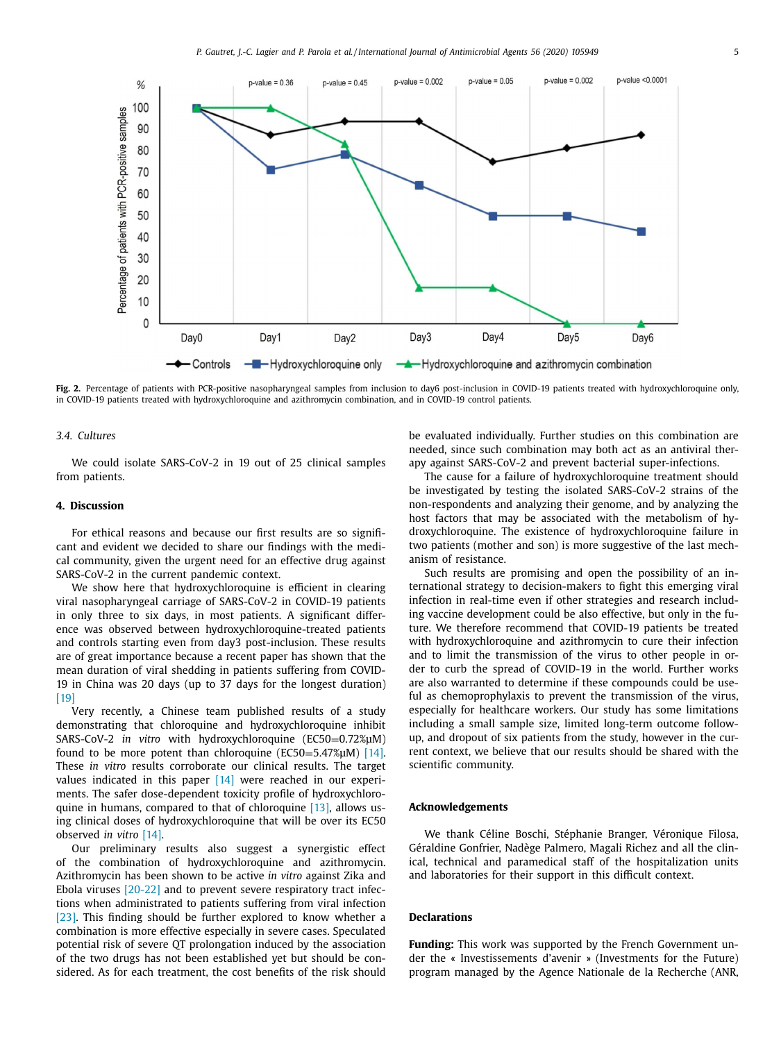Fig. 2. Percentage of patients with PCR-positive nasopharyngeal samples from inclusion to day6 post-inclusion in COVID-19 patients treated with hydroxychloroquine only, in COVID-19 patients treated with hydroxychloroquine and azithromycin combination, and in COVID-19 control patients.

### 3.4. Cultures

We could isolate SARS-CoV-2 in 19 out of 25 clinical samples from patients.

## 4. Discussion

For ethical reasons and because our first results are so significant and evident we decided to share our findings with the medical community, given the urgent need for an effective drug against SARS-CoV-2 in the current pandemic context.

We show here that hydroxychloroquine is efficient in clearing viral nasopharyngeal carriage of SARS-CoV-2 in COVID-19 patients in only three to six days, in most patients. A significant difference was observed between hydroxychloroquine-treated patients and controls starting even from day3 post-inclusion. These results are of great importance because a recent paper has shown that the mean duration of viral shedding in patients suffering from COVID-19 in China was 20 days (up to 37 days for the longest duration) [19]

Very recently, a Chinese team published results of a study demonstrating that chloroquine and hydroxychloroquine inhibit SARS-CoV-2 *in vitro* with hydroxychloroquine (EC50=0.72%μM) found to be more potent than chloroquine (EC50=5.47%μM) [14]. These *in vitro* results corroborate our clinical results. The target values indicated in this paper [14] were reached in our experiments. The safer dose-dependent toxicity profile of hydroxychloroquine in humans, compared to that of chloroquine [13], allows using clinical doses of hydroxychloroquine that will be over its EC50 observed *in vitro* [14].

Our preliminary results also suggest a synergistic effect of the combination of hydroxychloroquine and azithromycin. Azithromycin has been shown to be active *in vitro* against Zika and Ebola viruses [20-22] and to prevent severe respiratory tract infections when administrated to patients suffering from viral infection [23]. This finding should be further explored to know whether a combination is more effective especially in severe cases. Speculated potential risk of severe QT prolongation induced by the association of the two drugs has not been established yet but should be considered. As for each treatment, the cost benefits of the risk should be evaluated individually. Further studies on this combination are needed, since such combination may both act as an antiviral therapy against SARS-CoV-2 and prevent bacterial super-infections.

The cause for a failure of hydroxychloroquine treatment should be investigated by testing the isolated SARS-CoV-2 strains of the non-respondents and analyzing their genome, and by analyzing the host factors that may be associated with the metabolism of hydroxychloroquine. The existence of hydroxychloroquine failure in two patients (mother and son) is more suggestive of the last mechanism of resistance.

Such results are promising and open the possibility of an international strategy to decision-makers to fight this emerging viral infection in real-time even if other strategies and research including vaccine development could be also effective, but only in the future. We therefore recommend that COVID-19 patients be treated with hydroxychloroquine and azithromycin to cure their infection and to limit the transmission of the virus to other people in order to curb the spread of COVID-19 in the world. Further works are also warranted to determine if these compounds could be useful as chemoprophylaxis to prevent the transmission of the virus, especially for healthcare workers. Our study has some limitations including a small sample size, limited long-term outcome follow-up, and dropout of six patients from the study, however in the current context, we believe that our results should be shared with the scientific community.

## Acknowledgements

We thank Céline Boschi, Stéphanie Branger, Véronique Filosa, Géraldine Gonfrier, Nadège Palmero, Magali Richez and all the clinical, technical and paramedical staff of the hospitalization units and laboratories for their support in this difficult context.

## Declarations

**Funding:** This work was supported by the French Government under the « Investissements d'avenir » (Investments for the Future) program managed by the Agence Nationale de la Recherche (ANR,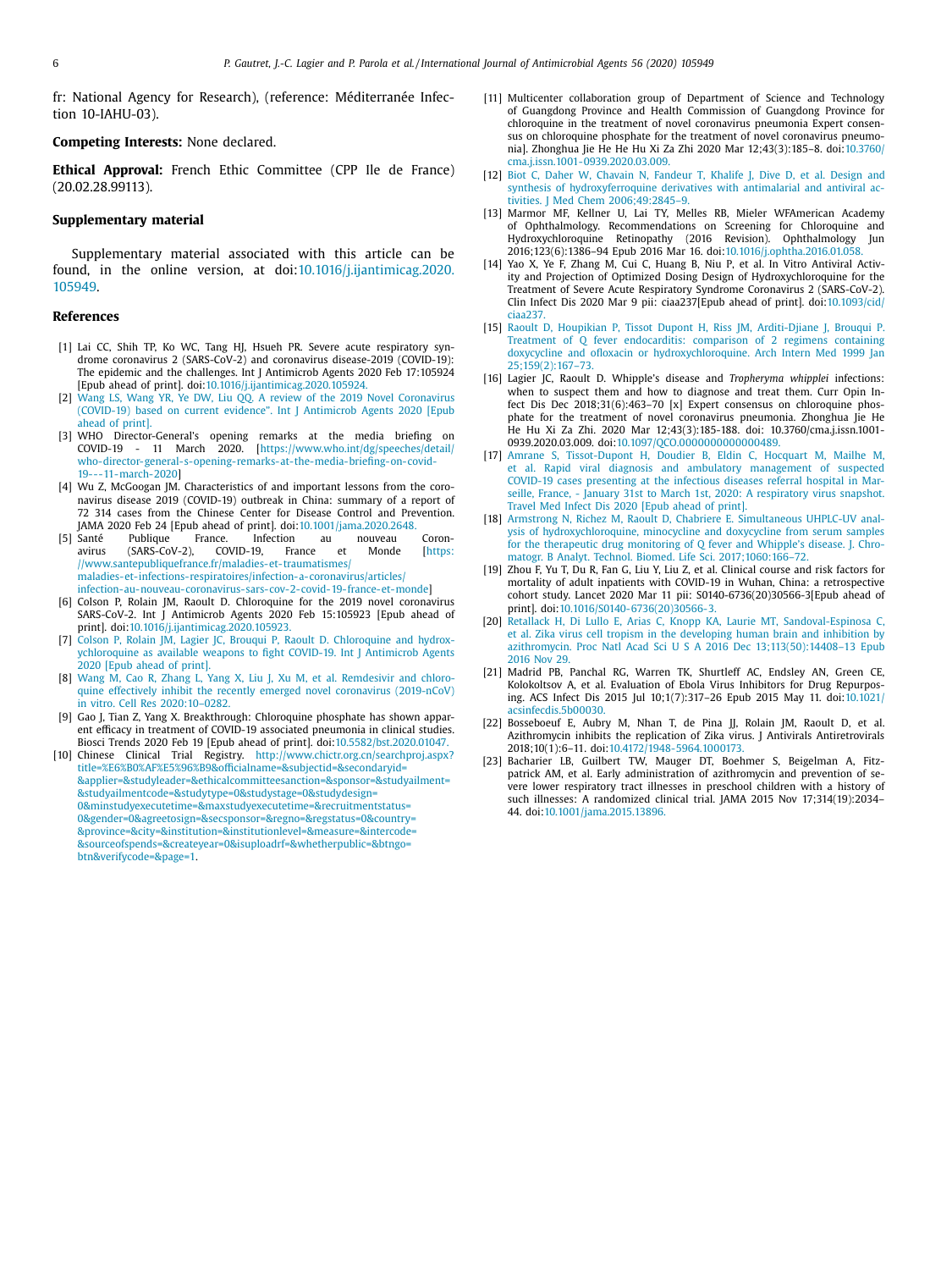fr: National Agency for Research), (reference: Méditerranée Infection 10-IAHU-03).

**Competing Interests:** None declared.

**Ethical Approval:** French Ethic Committee (CPP Ile de France) (20.02.28.99113).

## Supplementary material

Supplementary material associated with this article can be found, in the online version, at doi:10.1016/j.ijantimicag.2020.105949.

## References

[1] Lai CC, Shih TP, Ko WC, Tang HJ, Hsueh PR. Severe acute respiratory syndrome coronavirus 2 (SARS-CoV-2) and coronavirus disease-2019 (COVID-19): The epidemic and the challenges. Int J Antimicrob Agents 2020 Feb 17:105924 [Epub ahead of print]. doi:10.1016/j.ijantimicag.2020.105924.

[2] Wang LS, Wang YR, Ye DW, Liu QQ. A review of the 2019 Novel Coronavirus (COVID-19) based on current evidence". Int J Antimicrob Agents 2020 [Epub ahead of print].

[3] WHO Director-General's opening remarks at the media briefing on COVID-19 - 11 March 2020. [https://www.who.int/dg/speeches/detail/who-director-general-s-opening-remarks-at-the-media-briefing-on-covid-19---11-march-2020]

[4] Wu Z, McGoogan JM. Characteristics of and important lessons from the coronavirus disease 2019 (COVID-19) outbreak in China: summary of a report of 72 314 cases from the Chinese Center for Disease Control and Prevention. JAMA 2020 Feb 24 [Epub ahead of print]. doi:10.1001/jama.2020.2648.

[5] Santé Publique France. Infection au nouveau Coronavirus (SARS-CoV-2), COVID-19, France et Monde [https://www.santepubliquefrance.fr/maladies-et-traumatismes/maladies-et-infections-respiratoires/infection-a-coronavirus/articles/infection-au-nouveau-coronavirus-sars-cov-2-covid-19-france-et-monde]

[6] Colson P, Rolain JM, Raoult D. Chloroquine for the 2019 novel coronavirus SARS-CoV-2. Int J Antimicrob Agents 2020 Feb 15:105923 [Epub ahead of print]. doi:10.1016/j.ijantimicag.2020.105923.

[7] Colson P, Rolain JM, Lagier JC, Brouqui P, Raoult D. Chloroquine and hydroxychloroquine as available weapons to fight COVID-19. Int J Antimicrob Agents 2020 [Epub ahead of print].

[8] Wang M, Cao R, Zhang L, Yang X, Liu J, Xu M, et al. Remdesivir and chloroquine effectively inhibit the recently emerged novel coronavirus (2019-nCoV) in vitro. Cell Res 2020:10–0282.

[9] Gao J, Tian Z, Yang X. Breakthrough: Chloroquine phosphate has shown apparent efficacy in treatment of COVID-19 associated pneumonia in clinical studies. Biosci Trends 2020 Feb 19 [Epub ahead of print]. doi:10.5582/bst.2020.01047.

[10] Chinese Clinical Trial Registry. http://www.chictr.org.cn/searchproj.aspx?title=%E6%B0%AF%E5%96%B9&officialname=&subjectid=&secondaryid=&applier=&studyleader=&ethicalcommitteesanction=&sponsor=&studyailment=&studyailmentcode=&studytype=0&studystage=0&studydesign=0&minstudyexecutetime=&maxstudyexecutetime=&recruitmentstatus=0&gender=0&agreetosign=&secsponsor=&regno=&regstatus=0&country=&province=&city=&institution=&institutionlevel=&measure=&intercode=&sourceofspends=&createyear=0&isuploadrf=&whetherpublic=&btngo=btn&verifycode=&page=1.

[11] Multicenter collaboration group of Department of Science and Technology of Guangdong Province and Health Commission of Guangdong Province for chloroquine in the treatment of novel coronavirus pneumonia Expert consensus on chloroquine phosphate for the treatment of novel coronavirus pneumonia]. Zhonghua Jie He He Hu Xi Za Zhi 2020 Mar 12;43(3):185–8. doi:10.3760/cma.j.issn.1001-0939.2020.03.009.

[12] Biot C, Daher W, Chavain N, Fandeur T, Khalife J, Dive D, et al. Design and synthesis of hydroxyferroquine derivatives with antimalarial and antiviral activities. J Med Chem 2006;49:2845–9.

[13] Marmor MF, Kellner U, Lai TY, Melles RB, Mieler WFAmerican Academy of Ophthalmology. Recommendations on Screening for Chloroquine and Hydroxychloroquine Retinopathy (2016 Revision). Ophthalmology Jun 2016;123(6):1386–94 Epub 2016 Mar 16. doi:10.1016/j.ophtha.2016.01.058.

[14] Yao X, Ye F, Zhang M, Cui C, Huang B, Niu P, et al. In Vitro Antiviral Activity and Projection of Optimized Dosing Design of Hydroxychloroquine for the Treatment of Severe Acute Respiratory Syndrome Coronavirus 2 (SARS-CoV-2). Clin Infect Dis 2020 Mar 9 pii: ciaa237[Epub ahead of print]. doi:10.1093/cid/ciaa237.

[15] Raoult D, Houpikian P, Tissot Dupont H, Riss JM, Arditi-Djiane J, Brouqui P. Treatment of Q fever endocarditis: comparison of 2 regimens containing doxycycline and ofloxacin or hydroxychloroquine. Arch Intern Med 1999 Jan 25;159(2):167–73.

[16] Lagier JC, Raoult D. Whipple's disease and *Tropheryma whipplei* infections: when to suspect them and how to diagnose and treat them. Curr Opin Infect Dis Dec 2018;31(6):463–70 [x] Expert consensus on chloroquine phosphate for the treatment of novel coronavirus pneumonia. Zhonghua Jie He He Hu Xi Za Zhi. 2020 Mar 12;43(3):185-188. doi: 10.3760/cma.j.issn.1001-0939.2020.03.009. doi:10.1097/QCO.0000000000000489.

[17] Amrane S, Tissot-Dupont H, Doudier B, Eldin C, Hocquart M, Mailhe M, et al. Rapid viral diagnosis and ambulatory management of suspected COVID-19 cases presenting at the infectious diseases referral hospital in Marseille, France, - January 31st to March 1st, 2020: A respiratory virus snapshot. Travel Med Infect Dis 2020 [Epub ahead of print].

[18] Armstrong N, Richez M, Raoult D, Chabriere E. Simultaneous UHPLC-UV analysis of hydroxychloroquine, minocycline and doxycycline from serum samples for the therapeutic drug monitoring of Q fever and Whipple's disease. J. Chromatogr. B Analyt. Technol. Biomed. Life Sci. 2017;1060:166–72.

[19] Zhou F, Yu T, Du R, Fan G, Liu Y, Liu Z, et al. Clinical course and risk factors for mortality of adult inpatients with COVID-19 in Wuhan, China: a retrospective cohort study. Lancet 2020 Mar 11 pii: S0140-6736(20)30566-3[Epub ahead of print]. doi:10.1016/S0140-6736(20)30566-3.

[20] Retallack H, Di Lullo E, Arias C, Knopp KA, Laurie MT, Sandoval-Espinosa C, et al. Zika virus cell tropism in the developing human brain and inhibition by azithromycin. Proc Natl Acad Sci U S A 2016 Dec 13;113(50):14408–13 Epub 2016 Nov 29.

[21] Madrid PB, Panchal RG, Warren TK, Shurtleff AC, Endsley AN, Green CE, Kolokoltsov A, et al. Evaluation of Ebola Virus Inhibitors for Drug Repurposing. ACS Infect Dis 2015 Jul 10;1(7):317–26 Epub 2015 May 11. doi:10.1021/acsinfecdis.5b00030.

[22] Bosseboeuf E, Aubry M, Nhan T, de Pina JJ, Rolain JM, Raoult D, et al. Azithromycin inhibits the replication of Zika virus. J Antivirals Antiretrovirals 2018;10(1):6–11. doi:10.4172/1948-5964.1000173.

[23] Bacharier LB, Guilbert TW, Mauger DT, Boehmer S, Beigelman A, Fitzpatrick AM, et al. Early administration of azithromycin and prevention of severe lower respiratory tract illnesses in preschool children with a history of such illnesses: A randomized clinical trial. JAMA 2015 Nov 17;314(19):2034–44. doi:10.1001/jama.2015.13896.